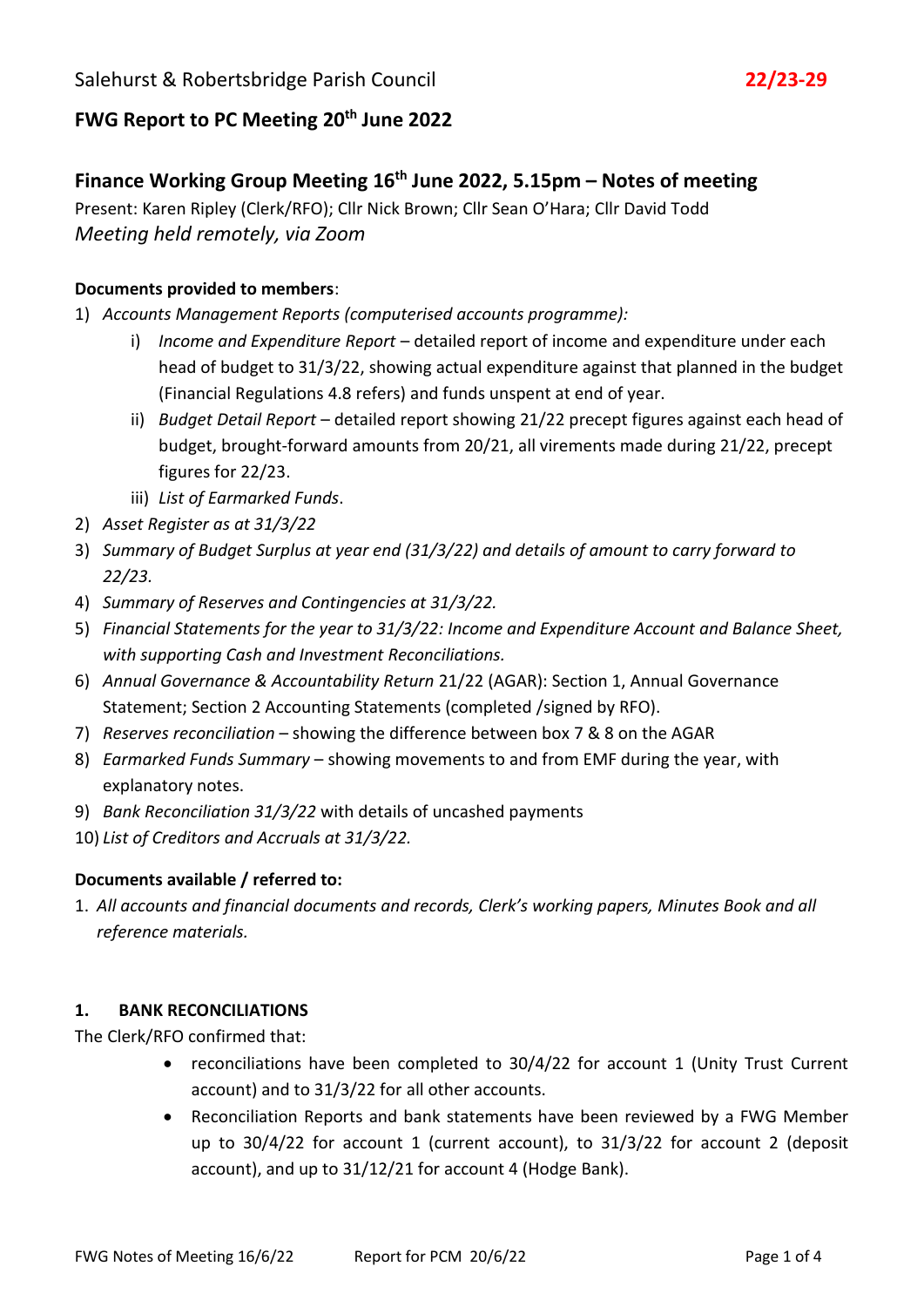Salehurst & Robertsbridge Parish Council **22/23-29**

# FWG Report to PC Meeting 20th June 2022

## Finance Working Group Meeting 16th June 2022, 5.15pm – Notes of meeting

Present: Karen Ripley (Clerk/RFO); Cllr Nick Brown; Cllr Sean O'Hara; Cllr David Todd

*Meeting held remotely, via Zoom*

**Documents provided to members**:

1) *Accounts Management Reports (computerised accounts programme):*
   i) *Income and Expenditure Report* – detailed report of income and expenditure under each head of budget to 31/3/22, showing actual expenditure against that planned in the budget (Financial Regulations 4.8 refers) and funds unspent at end of year.
   ii) *Budget Detail Report* – detailed report showing 21/22 precept figures against each head of budget, brought-forward amounts from 20/21, all virements made during 21/22, precept figures for 22/23.
   iii) *List of Earmarked Funds*.
2) *Asset Register as at 31/3/22*
3) *Summary of Budget Surplus at year end (31/3/22) and details of amount to carry forward to 22/23.*
4) *Summary of Reserves and Contingencies at 31/3/22.*
5) *Financial Statements for the year to 31/3/22: Income and Expenditure Account and Balance Sheet, with supporting Cash and Investment Reconciliations.*
6) *Annual Governance & Accountability Return* 21/22 (AGAR): Section 1, Annual Governance Statement; Section 2 Accounting Statements (completed /signed by RFO).
7) *Reserves reconciliation* – showing the difference between box 7 & 8 on the AGAR
8) *Earmarked Funds Summary* – showing movements to and from EMF during the year, with explanatory notes.
9) *Bank Reconciliation 31/3/22* with details of uncashed payments
10) *List of Creditors and Accruals at 31/3/22.*

**Documents available / referred to:**

1. *All accounts and financial documents and records, Clerk's working papers, Minutes Book and all reference materials.*

### 1. BANK RECONCILIATIONS

The Clerk/RFO confirmed that:

- reconciliations have been completed to 30/4/22 for account 1 (Unity Trust Current account) and to 31/3/22 for all other accounts.
- Reconciliation Reports and bank statements have been reviewed by a FWG Member up to 30/4/22 for account 1 (current account), to 31/3/22 for account 2 (deposit account), and up to 31/12/21 for account 4 (Hodge Bank).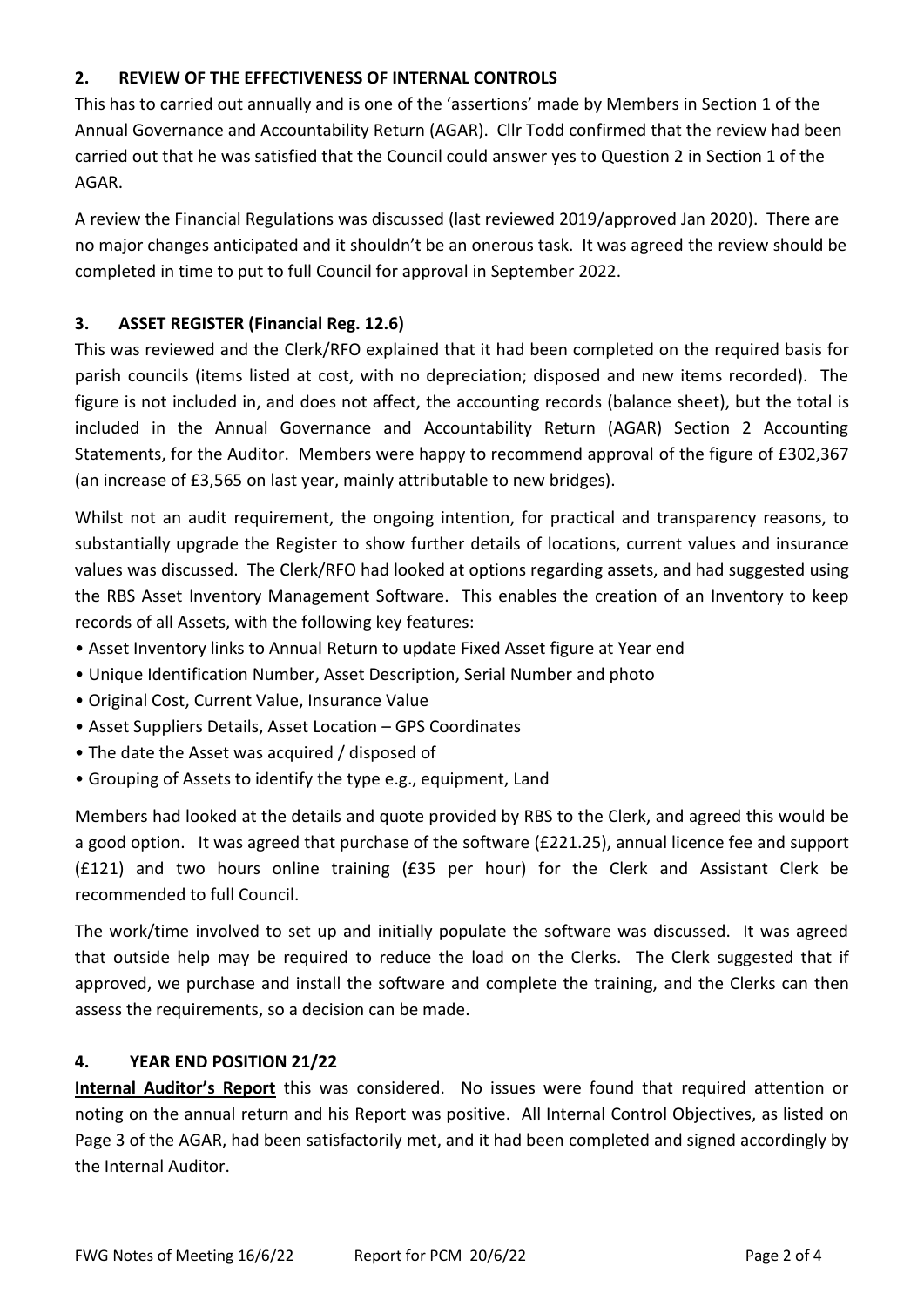## 2. REVIEW OF THE EFFECTIVENESS OF INTERNAL CONTROLS

This has to carried out annually and is one of the 'assertions' made by Members in Section 1 of the Annual Governance and Accountability Return (AGAR). Cllr Todd confirmed that the review had been carried out that he was satisfied that the Council could answer yes to Question 2 in Section 1 of the AGAR.

A review the Financial Regulations was discussed (last reviewed 2019/approved Jan 2020). There are no major changes anticipated and it shouldn't be an onerous task. It was agreed the review should be completed in time to put to full Council for approval in September 2022.

## 3. ASSET REGISTER (Financial Reg. 12.6)

This was reviewed and the Clerk/RFO explained that it had been completed on the required basis for parish councils (items listed at cost, with no depreciation; disposed and new items recorded). The figure is not included in, and does not affect, the accounting records (balance sheet), but the total is included in the Annual Governance and Accountability Return (AGAR) Section 2 Accounting Statements, for the Auditor. Members were happy to recommend approval of the figure of £302,367 (an increase of £3,565 on last year, mainly attributable to new bridges).

Whilst not an audit requirement, the ongoing intention, for practical and transparency reasons, to substantially upgrade the Register to show further details of locations, current values and insurance values was discussed. The Clerk/RFO had looked at options regarding assets, and had suggested using the RBS Asset Inventory Management Software. This enables the creation of an Inventory to keep records of all Assets, with the following key features:

- Asset Inventory links to Annual Return to update Fixed Asset figure at Year end
- Unique Identification Number, Asset Description, Serial Number and photo
- Original Cost, Current Value, Insurance Value
- Asset Suppliers Details, Asset Location – GPS Coordinates
- The date the Asset was acquired / disposed of
- Grouping of Assets to identify the type e.g., equipment, Land

Members had looked at the details and quote provided by RBS to the Clerk, and agreed this would be a good option. It was agreed that purchase of the software (£221.25), annual licence fee and support (£121) and two hours online training (£35 per hour) for the Clerk and Assistant Clerk be recommended to full Council.

The work/time involved to set up and initially populate the software was discussed. It was agreed that outside help may be required to reduce the load on the Clerks. The Clerk suggested that if approved, we purchase and install the software and complete the training, and the Clerks can then assess the requirements, so a decision can be made.

## 4. YEAR END POSITION 21/22

**Internal Auditor's Report** this was considered. No issues were found that required attention or noting on the annual return and his Report was positive. All Internal Control Objectives, as listed on Page 3 of the AGAR, had been satisfactorily met, and it had been completed and signed accordingly by the Internal Auditor.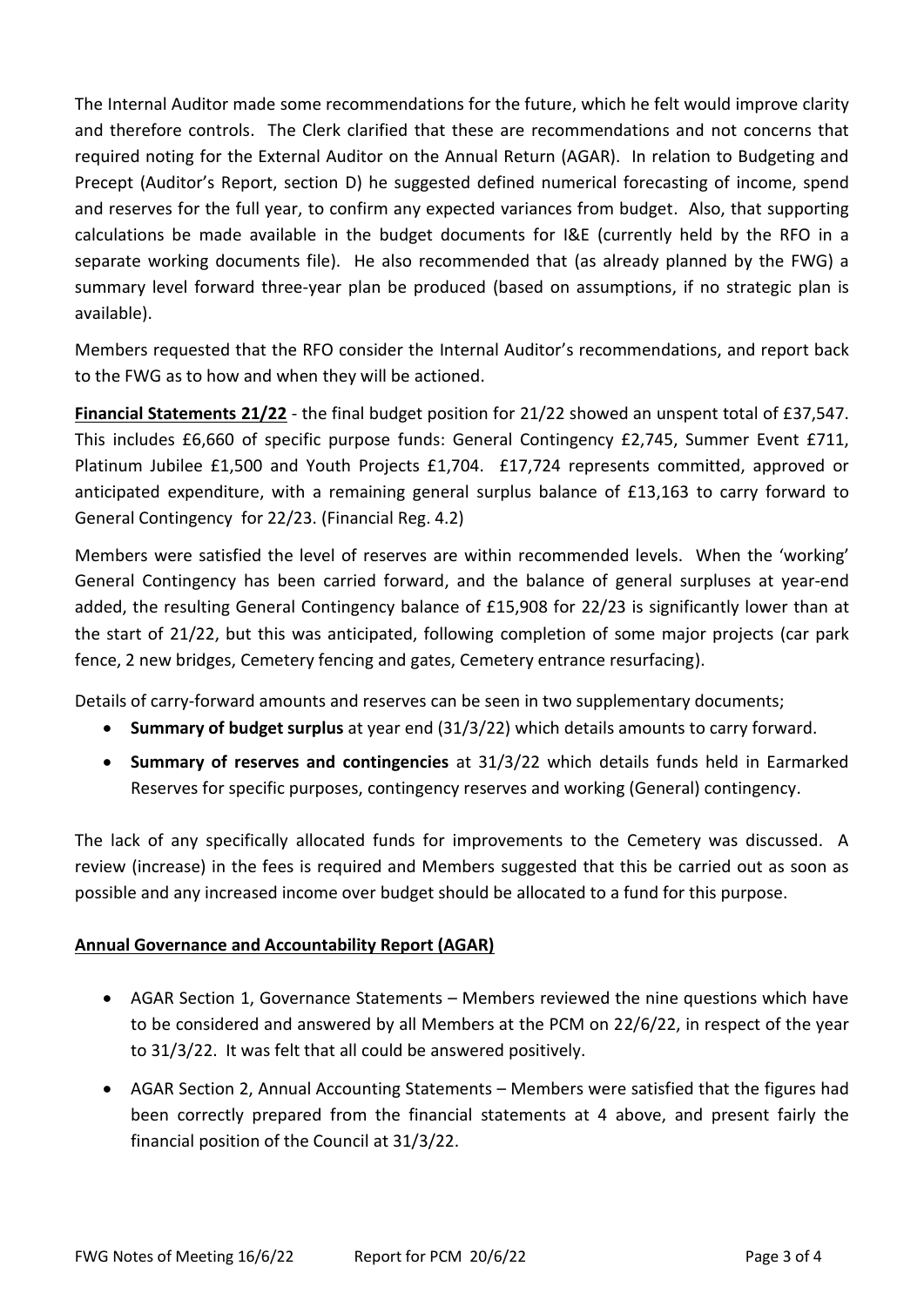The Internal Auditor made some recommendations for the future, which he felt would improve clarity and therefore controls. The Clerk clarified that these are recommendations and not concerns that required noting for the External Auditor on the Annual Return (AGAR). In relation to Budgeting and Precept (Auditor's Report, section D) he suggested defined numerical forecasting of income, spend and reserves for the full year, to confirm any expected variances from budget. Also, that supporting calculations be made available in the budget documents for I&E (currently held by the RFO in a separate working documents file). He also recommended that (as already planned by the FWG) a summary level forward three-year plan be produced (based on assumptions, if no strategic plan is available).

Members requested that the RFO consider the Internal Auditor's recommendations, and report back to the FWG as to how and when they will be actioned.

**Financial Statements 21/22** - the final budget position for 21/22 showed an unspent total of £37,547. This includes £6,660 of specific purpose funds: General Contingency £2,745, Summer Event £711, Platinum Jubilee £1,500 and Youth Projects £1,704. £17,724 represents committed, approved or anticipated expenditure, with a remaining general surplus balance of £13,163 to carry forward to General Contingency for 22/23. (Financial Reg. 4.2)

Members were satisfied the level of reserves are within recommended levels. When the 'working' General Contingency has been carried forward, and the balance of general surpluses at year-end added, the resulting General Contingency balance of £15,908 for 22/23 is significantly lower than at the start of 21/22, but this was anticipated, following completion of some major projects (car park fence, 2 new bridges, Cemetery fencing and gates, Cemetery entrance resurfacing).

Details of carry-forward amounts and reserves can be seen in two supplementary documents;

- **Summary of budget surplus** at year end (31/3/22) which details amounts to carry forward.
- **Summary of reserves and contingencies** at 31/3/22 which details funds held in Earmarked Reserves for specific purposes, contingency reserves and working (General) contingency.

The lack of any specifically allocated funds for improvements to the Cemetery was discussed. A review (increase) in the fees is required and Members suggested that this be carried out as soon as possible and any increased income over budget should be allocated to a fund for this purpose.

**Annual Governance and Accountability Report (AGAR)**

- AGAR Section 1, Governance Statements – Members reviewed the nine questions which have to be considered and answered by all Members at the PCM on 22/6/22, in respect of the year to 31/3/22. It was felt that all could be answered positively.
- AGAR Section 2, Annual Accounting Statements – Members were satisfied that the figures had been correctly prepared from the financial statements at 4 above, and present fairly the financial position of the Council at 31/3/22.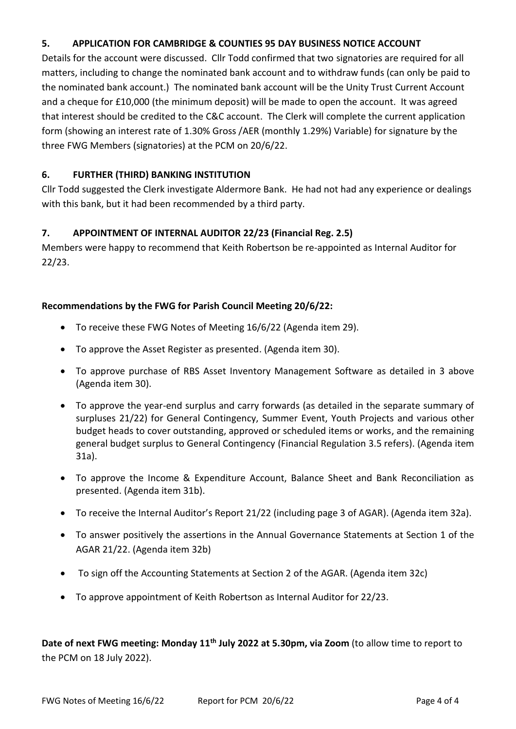## 5. APPLICATION FOR CAMBRIDGE & COUNTIES 95 DAY BUSINESS NOTICE ACCOUNT

Details for the account were discussed. Cllr Todd confirmed that two signatories are required for all matters, including to change the nominated bank account and to withdraw funds (can only be paid to the nominated bank account.) The nominated bank account will be the Unity Trust Current Account and a cheque for £10,000 (the minimum deposit) will be made to open the account. It was agreed that interest should be credited to the C&C account. The Clerk will complete the current application form (showing an interest rate of 1.30% Gross /AER (monthly 1.29%) Variable) for signature by the three FWG Members (signatories) at the PCM on 20/6/22.

## 6. FURTHER (THIRD) BANKING INSTITUTION

Cllr Todd suggested the Clerk investigate Aldermore Bank. He had not had any experience or dealings with this bank, but it had been recommended by a third party.

## 7. APPOINTMENT OF INTERNAL AUDITOR 22/23 (Financial Reg. 2.5)

Members were happy to recommend that Keith Robertson be re-appointed as Internal Auditor for 22/23.

**Recommendations by the FWG for Parish Council Meeting 20/6/22:**

- To receive these FWG Notes of Meeting 16/6/22 (Agenda item 29).
- To approve the Asset Register as presented. (Agenda item 30).
- To approve purchase of RBS Asset Inventory Management Software as detailed in 3 above (Agenda item 30).
- To approve the year-end surplus and carry forwards (as detailed in the separate summary of surpluses 21/22) for General Contingency, Summer Event, Youth Projects and various other budget heads to cover outstanding, approved or scheduled items or works, and the remaining general budget surplus to General Contingency (Financial Regulation 3.5 refers). (Agenda item 31a).
- To approve the Income & Expenditure Account, Balance Sheet and Bank Reconciliation as presented. (Agenda item 31b).
- To receive the Internal Auditor's Report 21/22 (including page 3 of AGAR). (Agenda item 32a).
- To answer positively the assertions in the Annual Governance Statements at Section 1 of the AGAR 21/22. (Agenda item 32b)
- To sign off the Accounting Statements at Section 2 of the AGAR. (Agenda item 32c)
- To approve appointment of Keith Robertson as Internal Auditor for 22/23.

**Date of next FWG meeting: Monday 11th July 2022 at 5.30pm, via Zoom** (to allow time to report to the PCM on 18 July 2022).